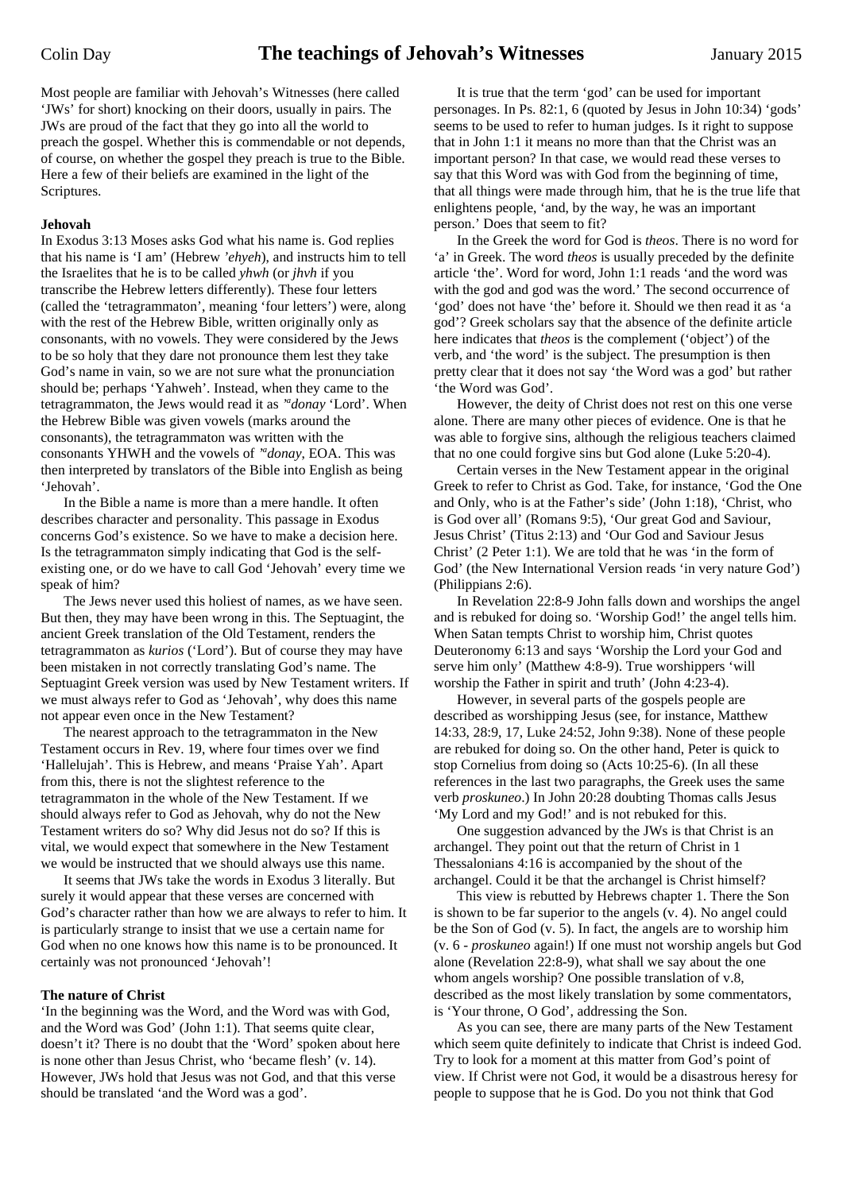# The teachings of Jehovah's Witnesses

Colin Day — January 2015

Most people are familiar with Jehovah's Witnesses (here called 'JWs' for short) knocking on their doors, usually in pairs. The JWs are proud of the fact that they go into all the world to preach the gospel. Whether this is commendable or not depends, of course, on whether the gospel they preach is true to the Bible. Here a few of their beliefs are examined in the light of the Scriptures.

**Jehovah**

In Exodus 3:13 Moses asks God what his name is. God replies that his name is 'I am' (Hebrew *'ehyeh*), and instructs him to tell the Israelites that he is to be called *yhwh* (or *jhvh* if you transcribe the Hebrew letters differently). These four letters (called the 'tetragrammaton', meaning 'four letters') were, along with the rest of the Hebrew Bible, written originally only as consonants, with no vowels. They were considered by the Jews to be so holy that they dare not pronounce them lest they take God's name in vain, so we are not sure what the pronunciation should be; perhaps 'Yahweh'. Instead, when they came to the tetragrammaton, the Jews would read it as *'ᵃdonay* 'Lord'. When the Hebrew Bible was given vowels (marks around the consonants), the tetragrammaton was written with the consonants YHWH and the vowels of *'ᵃdonay*, EOA. This was then interpreted by translators of the Bible into English as being 'Jehovah'.

In the Bible a name is more than a mere handle. It often describes character and personality. This passage in Exodus concerns God's existence. So we have to make a decision here. Is the tetragrammaton simply indicating that God is the self-existing one, or do we have to call God 'Jehovah' every time we speak of him?

The Jews never used this holiest of names, as we have seen. But then, they may have been wrong in this. The Septuagint, the ancient Greek translation of the Old Testament, renders the tetragrammaton as *kurios* ('Lord'). But of course they may have been mistaken in not correctly translating God's name. The Septuagint Greek version was used by New Testament writers. If we must always refer to God as 'Jehovah', why does this name not appear even once in the New Testament?

The nearest approach to the tetragrammaton in the New Testament occurs in Rev. 19, where four times over we find 'Hallelujah'. This is Hebrew, and means 'Praise Yah'. Apart from this, there is not the slightest reference to the tetragrammaton in the whole of the New Testament. If we should always refer to God as Jehovah, why do not the New Testament writers do so? Why did Jesus not do so? If this is vital, we would expect that somewhere in the New Testament we would be instructed that we should always use this name.

It seems that JWs take the words in Exodus 3 literally. But surely it would appear that these verses are concerned with God's character rather than how we are always to refer to him. It is particularly strange to insist that we use a certain name for God when no one knows how this name is to be pronounced. It certainly was not pronounced 'Jehovah'!

**The nature of Christ**

'In the beginning was the Word, and the Word was with God, and the Word was God' (John 1:1). That seems quite clear, doesn't it? There is no doubt that the 'Word' spoken about here is none other than Jesus Christ, who 'became flesh' (v. 14). However, JWs hold that Jesus was not God, and that this verse should be translated 'and the Word was a god'.

It is true that the term 'god' can be used for important personages. In Ps. 82:1, 6 (quoted by Jesus in John 10:34) 'gods' seems to be used to refer to human judges. Is it right to suppose that in John 1:1 it means no more than that the Christ was an important person? In that case, we would read these verses to say that this Word was with God from the beginning of time, that all things were made through him, that he is the true life that enlightens people, 'and, by the way, he was an important person.' Does that seem to fit?

In the Greek the word for God is *theos*. There is no word for 'a' in Greek. The word *theos* is usually preceded by the definite article 'the'. Word for word, John 1:1 reads 'and the word was with the god and god was the word.' The second occurrence of 'god' does not have 'the' before it. Should we then read it as 'a god'? Greek scholars say that the absence of the definite article here indicates that *theos* is the complement ('object') of the verb, and 'the word' is the subject. The presumption is then pretty clear that it does not say 'the Word was a god' but rather 'the Word was God'.

However, the deity of Christ does not rest on this one verse alone. There are many other pieces of evidence. One is that he was able to forgive sins, although the religious teachers claimed that no one could forgive sins but God alone (Luke 5:20-4).

Certain verses in the New Testament appear in the original Greek to refer to Christ as God. Take, for instance, 'God the One and Only, who is at the Father's side' (John 1:18), 'Christ, who is God over all' (Romans 9:5), 'Our great God and Saviour, Jesus Christ' (Titus 2:13) and 'Our God and Saviour Jesus Christ' (2 Peter 1:1). We are told that he was 'in the form of God' (the New International Version reads 'in very nature God') (Philippians 2:6).

In Revelation 22:8-9 John falls down and worships the angel and is rebuked for doing so. 'Worship God!' the angel tells him. When Satan tempts Christ to worship him, Christ quotes Deuteronomy 6:13 and says 'Worship the Lord your God and serve him only' (Matthew 4:8-9). True worshippers 'will worship the Father in spirit and truth' (John 4:23-4).

However, in several parts of the gospels people are described as worshipping Jesus (see, for instance, Matthew 14:33, 28:9, 17, Luke 24:52, John 9:38). None of these people are rebuked for doing so. On the other hand, Peter is quick to stop Cornelius from doing so (Acts 10:25-6). (In all these references in the last two paragraphs, the Greek uses the same verb *proskuneo*.) In John 20:28 doubting Thomas calls Jesus 'My Lord and my God!' and is not rebuked for this.

One suggestion advanced by the JWs is that Christ is an archangel. They point out that the return of Christ in 1 Thessalonians 4:16 is accompanied by the shout of the archangel. Could it be that the archangel is Christ himself?

This view is rebutted by Hebrews chapter 1. There the Son is shown to be far superior to the angels (v. 4). No angel could be the Son of God (v. 5). In fact, the angels are to worship him (v. 6 - *proskuneo* again!) If one must not worship angels but God alone (Revelation 22:8-9), what shall we say about the one whom angels worship? One possible translation of v.8, described as the most likely translation by some commentators, is 'Your throne, O God', addressing the Son.

As you can see, there are many parts of the New Testament which seem quite definitely to indicate that Christ is indeed God. Try to look for a moment at this matter from God's point of view. If Christ were not God, it would be a disastrous heresy for people to suppose that he is God. Do you not think that God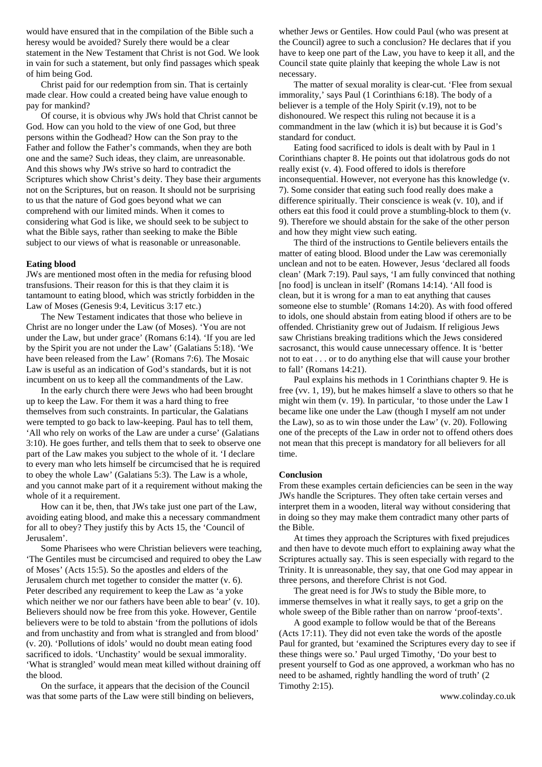would have ensured that in the compilation of the Bible such a heresy would be avoided? Surely there would be a clear statement in the New Testament that Christ is not God. We look in vain for such a statement, but only find passages which speak of him being God.

Christ paid for our redemption from sin. That is certainly made clear. How could a created being have value enough to pay for mankind?

Of course, it is obvious why JWs hold that Christ cannot be God. How can you hold to the view of one God, but three persons within the Godhead? How can the Son pray to the Father and follow the Father's commands, when they are both one and the same? Such ideas, they claim, are unreasonable. And this shows why JWs strive so hard to contradict the Scriptures which show Christ's deity. They base their arguments not on the Scriptures, but on reason. It should not be surprising to us that the nature of God goes beyond what we can comprehend with our limited minds. When it comes to considering what God is like, we should seek to be subject to what the Bible says, rather than seeking to make the Bible subject to our views of what is reasonable or unreasonable.

**Eating blood**

JWs are mentioned most often in the media for refusing blood transfusions. Their reason for this is that they claim it is tantamount to eating blood, which was strictly forbidden in the Law of Moses (Genesis 9:4, Leviticus 3:17 etc.)

The New Testament indicates that those who believe in Christ are no longer under the Law (of Moses). 'You are not under the Law, but under grace' (Romans 6:14). 'If you are led by the Spirit you are not under the Law' (Galatians 5:18). 'We have been released from the Law' (Romans 7:6). The Mosaic Law is useful as an indication of God's standards, but it is not incumbent on us to keep all the commandments of the Law.

In the early church there were Jews who had been brought up to keep the Law. For them it was a hard thing to free themselves from such constraints. In particular, the Galatians were tempted to go back to law-keeping. Paul has to tell them, 'All who rely on works of the Law are under a curse' (Galatians 3:10). He goes further, and tells them that to seek to observe one part of the Law makes you subject to the whole of it. 'I declare to every man who lets himself be circumcised that he is required to obey the whole Law' (Galatians 5:3). The Law is a whole, and you cannot make part of it a requirement without making the whole of it a requirement.

How can it be, then, that JWs take just one part of the Law, avoiding eating blood, and make this a necessary commandment for all to obey? They justify this by Acts 15, the 'Council of Jerusalem'.

Some Pharisees who were Christian believers were teaching, 'The Gentiles must be circumcised and required to obey the Law of Moses' (Acts 15:5). So the apostles and elders of the Jerusalem church met together to consider the matter (v. 6). Peter described any requirement to keep the Law as 'a yoke which neither we nor our fathers have been able to bear' (v. 10). Believers should now be free from this yoke. However, Gentile believers were to be told to abstain 'from the pollutions of idols and from unchastity and from what is strangled and from blood' (v. 20). 'Pollutions of idols' would no doubt mean eating food sacrificed to idols. 'Unchastity' would be sexual immorality. 'What is strangled' would mean meat killed without draining off the blood.

On the surface, it appears that the decision of the Council was that some parts of the Law were still binding on believers, whether Jews or Gentiles. How could Paul (who was present at the Council) agree to such a conclusion? He declares that if you have to keep one part of the Law, you have to keep it all, and the Council state quite plainly that keeping the whole Law is not necessary.

The matter of sexual morality is clear-cut. 'Flee from sexual immorality,' says Paul (1 Corinthians 6:18). The body of a believer is a temple of the Holy Spirit (v.19), not to be dishonoured. We respect this ruling not because it is a commandment in the law (which it is) but because it is God's standard for conduct.

Eating food sacrificed to idols is dealt with by Paul in 1 Corinthians chapter 8. He points out that idolatrous gods do not really exist (v. 4). Food offered to idols is therefore inconsequential. However, not everyone has this knowledge (v. 7). Some consider that eating such food really does make a difference spiritually. Their conscience is weak (v. 10), and if others eat this food it could prove a stumbling-block to them (v. 9). Therefore we should abstain for the sake of the other person and how they might view such eating.

The third of the instructions to Gentile believers entails the matter of eating blood. Blood under the Law was ceremonially unclean and not to be eaten. However, Jesus 'declared all foods clean' (Mark 7:19). Paul says, 'I am fully convinced that nothing [no food] is unclean in itself' (Romans 14:14). 'All food is clean, but it is wrong for a man to eat anything that causes someone else to stumble' (Romans 14:20). As with food offered to idols, one should abstain from eating blood if others are to be offended. Christianity grew out of Judaism. If religious Jews saw Christians breaking traditions which the Jews considered sacrosanct, this would cause unnecessary offence. It is 'better not to eat . . . or to do anything else that will cause your brother to fall' (Romans 14:21).

Paul explains his methods in 1 Corinthians chapter 9. He is free (vv. 1, 19), but he makes himself a slave to others so that he might win them (v. 19). In particular, 'to those under the Law I became like one under the Law (though I myself am not under the Law), so as to win those under the Law' (v. 20). Following one of the precepts of the Law in order not to offend others does not mean that this precept is mandatory for all believers for all time.

**Conclusion**

From these examples certain deficiencies can be seen in the way JWs handle the Scriptures. They often take certain verses and interpret them in a wooden, literal way without considering that in doing so they may make them contradict many other parts of the Bible.

At times they approach the Scriptures with fixed prejudices and then have to devote much effort to explaining away what the Scriptures actually say. This is seen especially with regard to the Trinity. It is unreasonable, they say, that one God may appear in three persons, and therefore Christ is not God.

The great need is for JWs to study the Bible more, to immerse themselves in what it really says, to get a grip on the whole sweep of the Bible rather than on narrow 'proof-texts'.

A good example to follow would be that of the Bereans (Acts 17:11). They did not even take the words of the apostle Paul for granted, but 'examined the Scriptures every day to see if these things were so.' Paul urged Timothy, 'Do your best to present yourself to God as one approved, a workman who has no need to be ashamed, rightly handling the word of truth' (2 Timothy 2:15).

www.colinday.co.uk